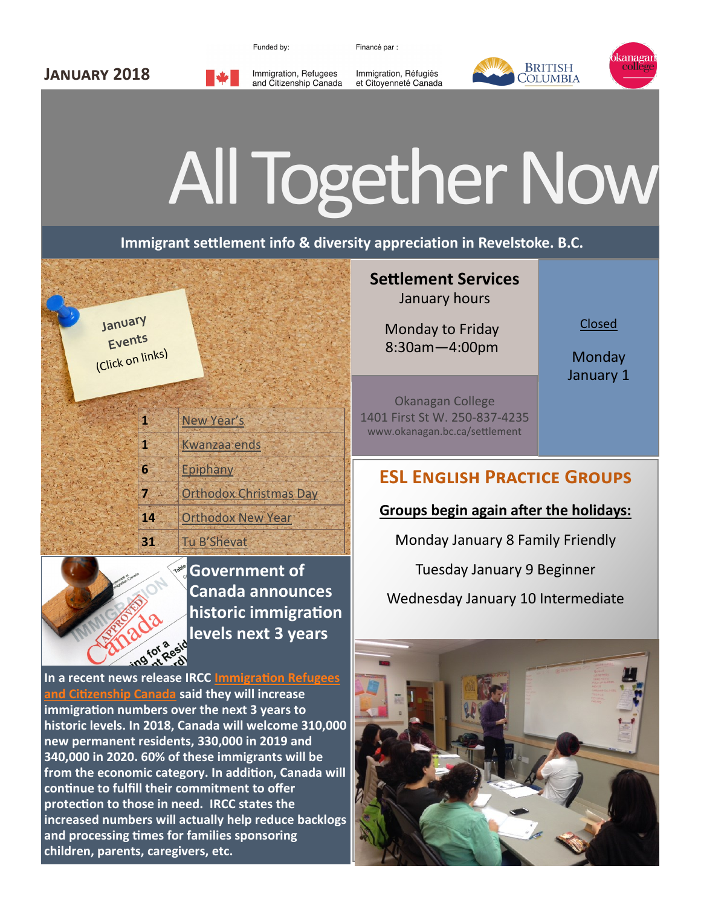**JANUARY 2018**

Funded by: Immigration, Refugees and Citizenship Canada

Financé par : Immigration, Réfugiés et Citoyenneté Canada

British Columbia

Okanagan College

# All Together Now

**Immigrant settlement info & diversity appreciation in Revelstoke. B.C.**

January Events (Click on links)

| | |
|---|---|
| 1 | New Year's |
| 1 | Kwanzaa ends |
| 6 | Epiphany |
| 7 | Orthodox Christmas Day |
| 14 | Orthodox New Year |
| 31 | Tu B'Shevat |

## Settlement Services

January hours

Monday to Friday
8:30am—4:00pm

Closed

Monday January 1

Okanagan College
1401 First St W. 250-837-4235
www.okanagan.bc.ca/settlement

## ESL English Practice Groups

**Groups begin again after the holidays:**

Monday January 8 Family Friendly

Tuesday January 9 Beginner

Wednesday January 10 Intermediate

## Government of Canada announces historic immigration levels next 3 years

In a recent news release IRCC Immigration Refugees and Citizenship Canada said they will increase immigration numbers over the next 3 years to historic levels. In 2018, Canada will welcome 310,000 new permanent residents, 330,000 in 2019 and 340,000 in 2020. 60% of these immigrants will be from the economic category. In addition, Canada will continue to fulfill their commitment to offer protection to those in need. IRCC states the increased numbers will actually help reduce backlogs and processing times for families sponsoring children, parents, caregivers, etc.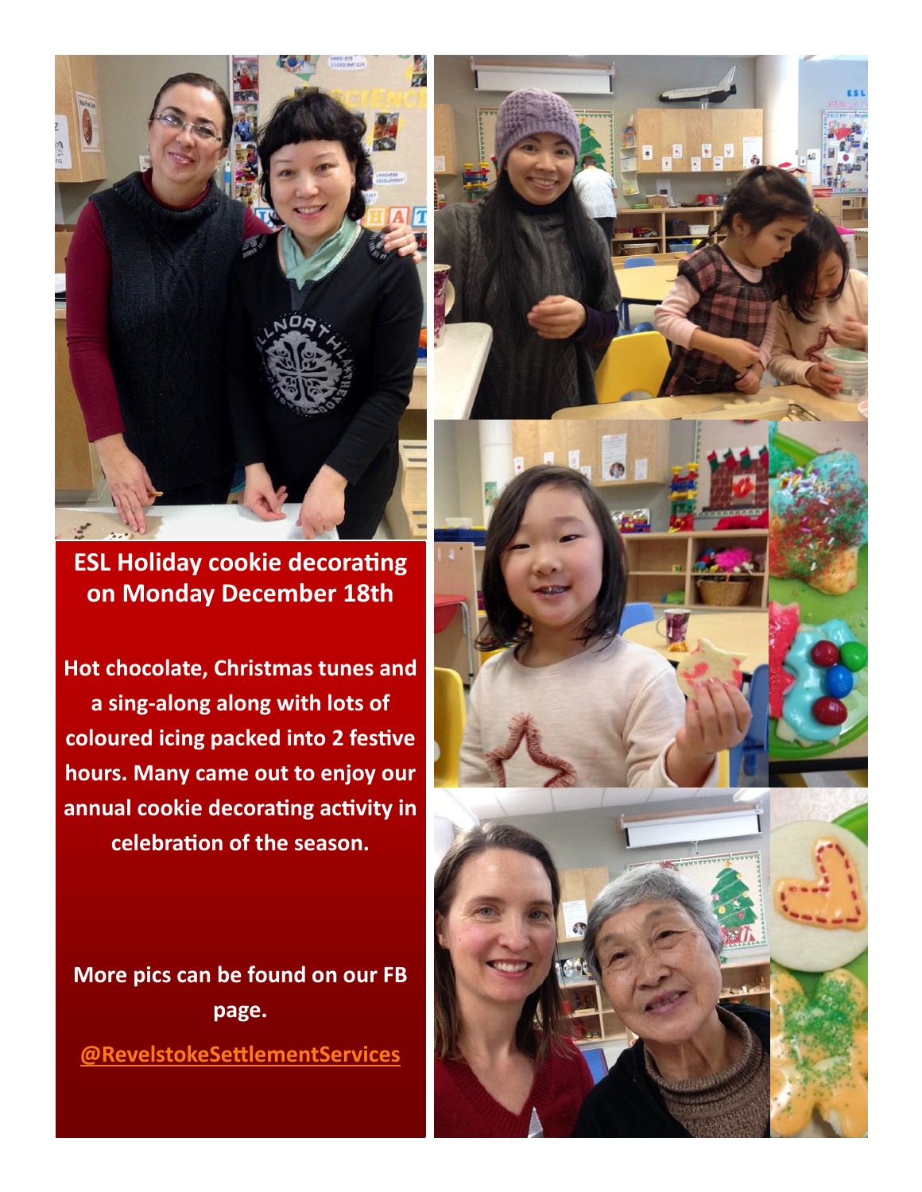## ESL Holiday cookie decorating on Monday December 18th

**Hot chocolate, Christmas tunes and a sing-along along with lots of coloured icing packed into 2 festive hours. Many came out to enjoy our annual cookie decorating activity in celebration of the season.**

**More pics can be found on our FB page.**

**@RevelstokeSettlementServices**